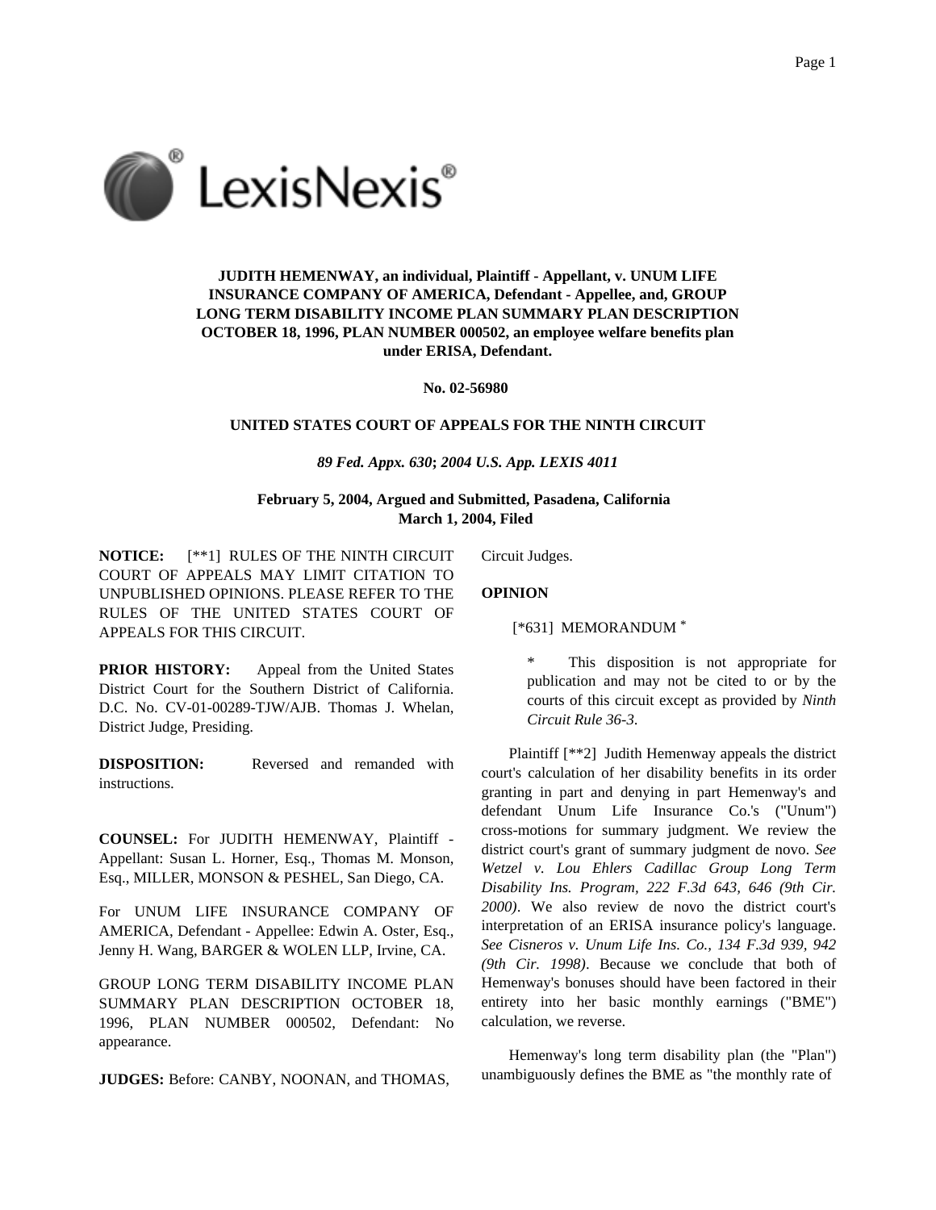**JUDITH HEMENWAY, an individual, Plaintiff - Appellant, v. UNUM LIFE INSURANCE COMPANY OF AMERICA, Defendant - Appellee, and, GROUP LONG TERM DISABILITY INCOME PLAN SUMMARY PLAN DESCRIPTION OCTOBER 18, 1996, PLAN NUMBER 000502, an employee welfare benefits plan under ERISA, Defendant.**

**No. 02-56980**

**UNITED STATES COURT OF APPEALS FOR THE NINTH CIRCUIT**

***89 Fed. Appx. 630*; *2004 U.S. App. LEXIS 4011***

**February 5, 2004, Argued and Submitted, Pasadena, California**
**March 1, 2004, Filed**

**NOTICE:** [**1] RULES OF THE NINTH CIRCUIT COURT OF APPEALS MAY LIMIT CITATION TO UNPUBLISHED OPINIONS. PLEASE REFER TO THE RULES OF THE UNITED STATES COURT OF APPEALS FOR THIS CIRCUIT.

**PRIOR HISTORY:** Appeal from the United States District Court for the Southern District of California. D.C. No. CV-01-00289-TJW/AJB. Thomas J. Whelan, District Judge, Presiding.

**DISPOSITION:** Reversed and remanded with instructions.

**COUNSEL:** For JUDITH HEMENWAY, Plaintiff - Appellant: Susan L. Horner, Esq., Thomas M. Monson, Esq., MILLER, MONSON & PESHEL, San Diego, CA.

For UNUM LIFE INSURANCE COMPANY OF AMERICA, Defendant - Appellee: Edwin A. Oster, Esq., Jenny H. Wang, BARGER & WOLEN LLP, Irvine, CA.

GROUP LONG TERM DISABILITY INCOME PLAN SUMMARY PLAN DESCRIPTION OCTOBER 18, 1996, PLAN NUMBER 000502, Defendant: No appearance.

**JUDGES:** Before: CANBY, NOONAN, and THOMAS, Circuit Judges.

**OPINION**

[*631] MEMORANDUM *

> * This disposition is not appropriate for publication and may not be cited to or by the courts of this circuit except as provided by *Ninth Circuit Rule 36-3*.

Plaintiff [**2] Judith Hemenway appeals the district court's calculation of her disability benefits in its order granting in part and denying in part Hemenway's and defendant Unum Life Insurance Co.'s ("Unum") cross-motions for summary judgment. We review the district court's grant of summary judgment de novo. *See Wetzel v. Lou Ehlers Cadillac Group Long Term Disability Ins. Program, 222 F.3d 643, 646 (9th Cir. 2000)*. We also review de novo the district court's interpretation of an ERISA insurance policy's language. *See Cisneros v. Unum Life Ins. Co., 134 F.3d 939, 942 (9th Cir. 1998)*. Because we conclude that both of Hemenway's bonuses should have been factored in their entirety into her basic monthly earnings ("BME") calculation, we reverse.

Hemenway's long term disability plan (the "Plan") unambiguously defines the BME as "the monthly rate of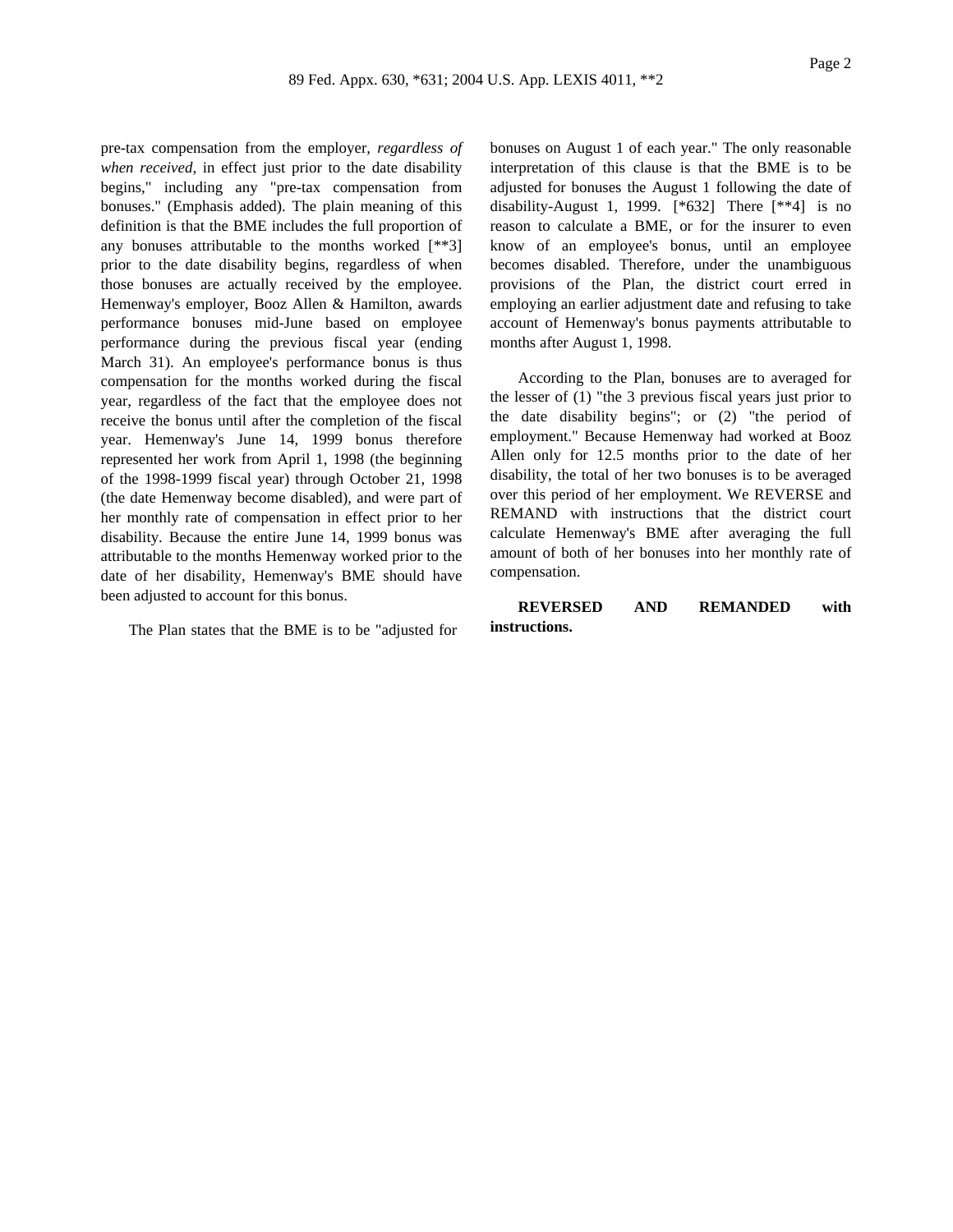pre-tax compensation from the employer, *regardless of when received,* in effect just prior to the date disability begins," including any "pre-tax compensation from bonuses." (Emphasis added). The plain meaning of this definition is that the BME includes the full proportion of any bonuses attributable to the months worked [**3] prior to the date disability begins, regardless of when those bonuses are actually received by the employee. Hemenway's employer, Booz Allen & Hamilton, awards performance bonuses mid-June based on employee performance during the previous fiscal year (ending March 31). An employee's performance bonus is thus compensation for the months worked during the fiscal year, regardless of the fact that the employee does not receive the bonus until after the completion of the fiscal year. Hemenway's June 14, 1999 bonus therefore represented her work from April 1, 1998 (the beginning of the 1998-1999 fiscal year) through October 21, 1998 (the date Hemenway become disabled), and were part of her monthly rate of compensation in effect prior to her disability. Because the entire June 14, 1999 bonus was attributable to the months Hemenway worked prior to the date of her disability, Hemenway's BME should have been adjusted to account for this bonus.

The Plan states that the BME is to be "adjusted for bonuses on August 1 of each year." The only reasonable interpretation of this clause is that the BME is to be adjusted for bonuses the August 1 following the date of disability-August 1, 1999. [*632] There [**4] is no reason to calculate a BME, or for the insurer to even know of an employee's bonus, until an employee becomes disabled. Therefore, under the unambiguous provisions of the Plan, the district court erred in employing an earlier adjustment date and refusing to take account of Hemenway's bonus payments attributable to months after August 1, 1998.

According to the Plan, bonuses are to averaged for the lesser of (1) "the 3 previous fiscal years just prior to the date disability begins"; or (2) "the period of employment." Because Hemenway had worked at Booz Allen only for 12.5 months prior to the date of her disability, the total of her two bonuses is to be averaged over this period of her employment. We REVERSE and REMAND with instructions that the district court calculate Hemenway's BME after averaging the full amount of both of her bonuses into her monthly rate of compensation.

**REVERSED AND REMANDED with instructions.**